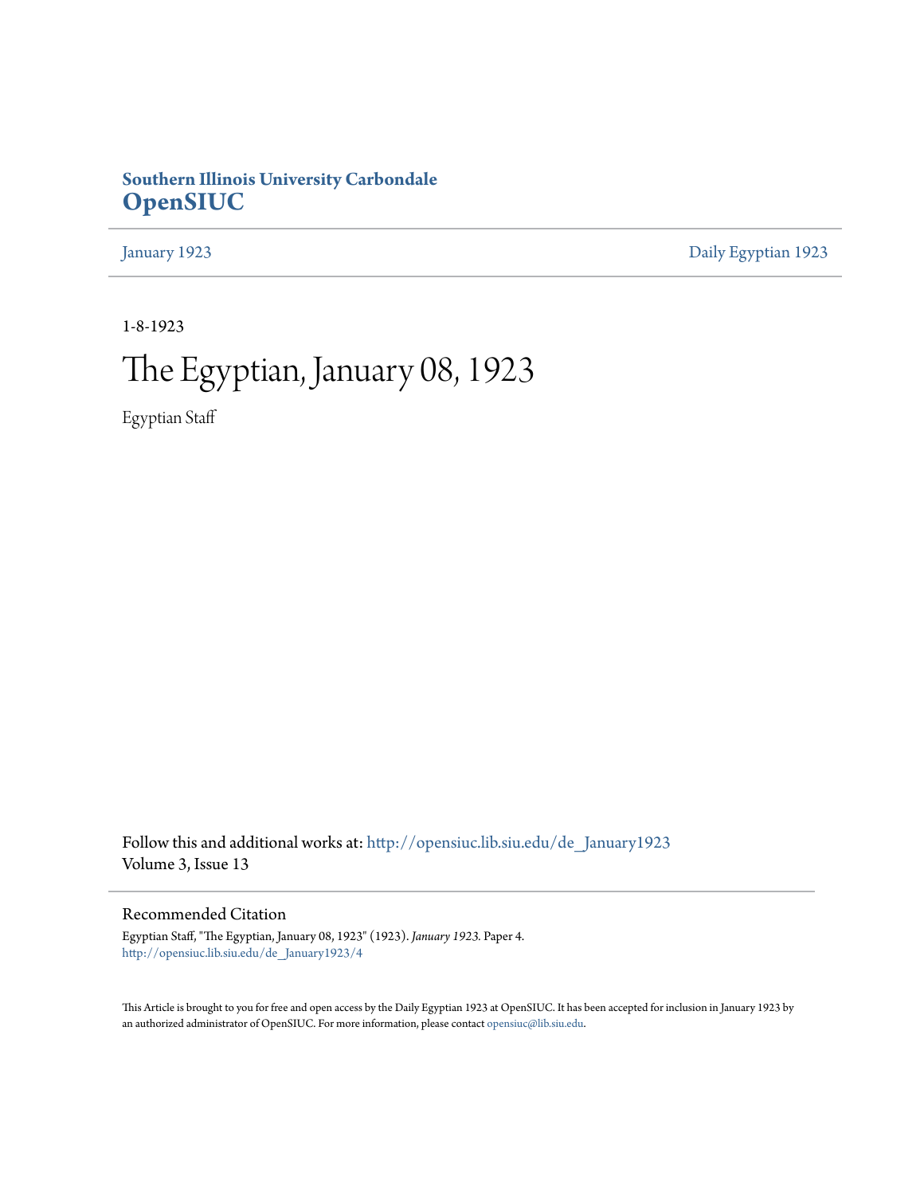# Southern Illinois University Carbondale
# OpenSIUC

January 1923 | Daily Egyptian 1923

1-8-1923

# The Egyptian, January 08, 1923

Egyptian Staff

Follow this and additional works at: http://opensiuc.lib.siu.edu/de_January1923
Volume 3, Issue 13

## Recommended Citation

Egyptian Staff, "The Egyptian, January 08, 1923" (1923). *January 1923.* Paper 4.
http://opensiuc.lib.siu.edu/de_January1923/4

This Article is brought to you for free and open access by the Daily Egyptian 1923 at OpenSIUC. It has been accepted for inclusion in January 1923 by an authorized administrator of OpenSIUC. For more information, please contact opensiuc@lib.siu.edu.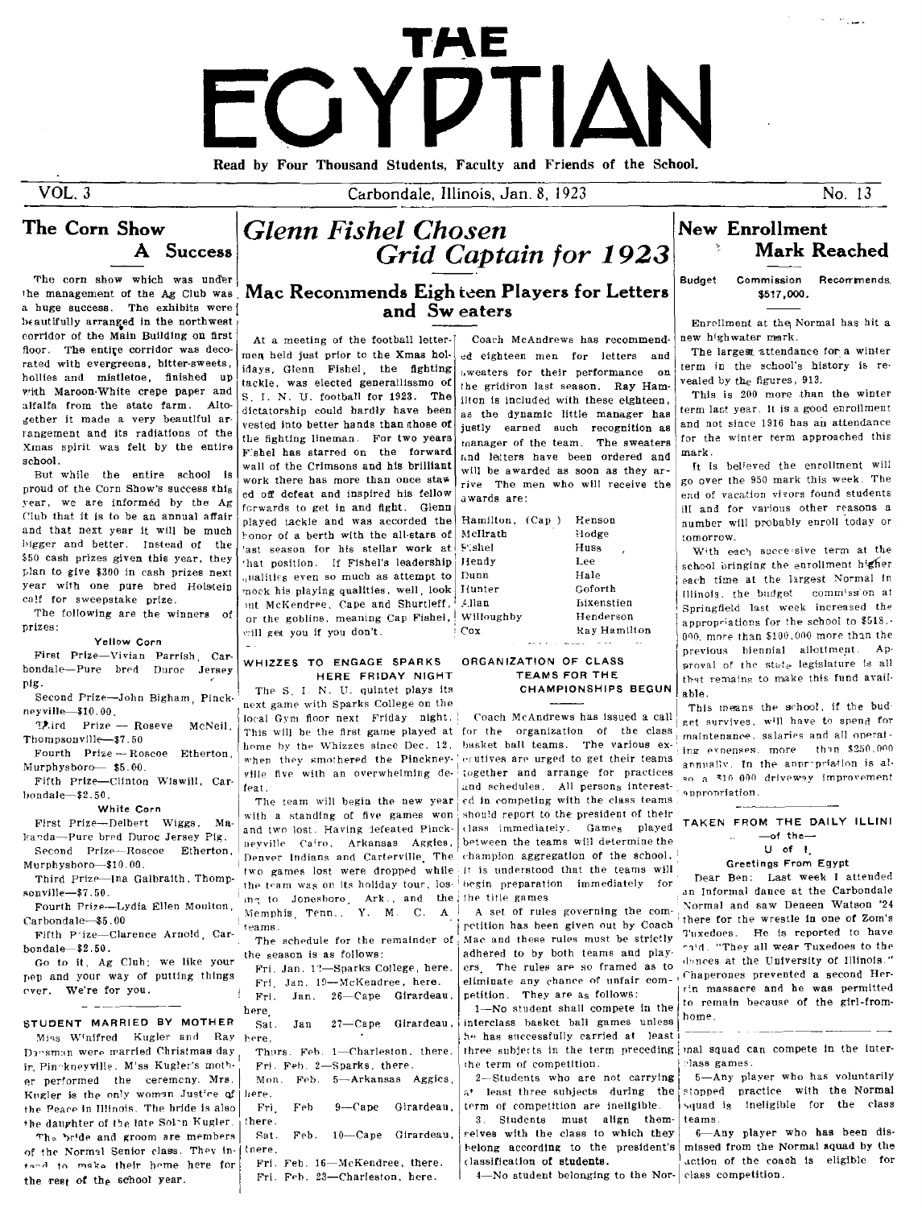# THE EGYPTIAN

Read by Four Thousand Students, Faculty and Friends of the School.

VOL. 3 — Carbondale, Illinois, Jan. 8, 1923 — No. 13

## The Corn Show A Success

The corn show which was under the management of the Ag Club was a huge success. The exhibits were beautifully arranged in the northwest corridor of the Main Building on first floor. The entire corridor was decorated with evergreens, bitter-sweets, hollies and mistletoe, finished up with Maroon-White crepe paper and alfalfa from the state farm. Altogether it made a very beautiful arrangement and its radiations of the Xmas spirit was felt by the entire school.

But while the entire school is proud of the Corn Show's success this year, we are informed by the Ag Club that it is to be an annual affair and that next year it will be much bigger and better. Instead of the $50 cash prizes given this year, they plan to give $300 in cash prizes next year with one pure bred Holstein calf for sweepstake prize.

The following are the winners of prizes:

**Yellow Corn**

First Prize—Vivian Parrish, Carbondale—Pure bred Duroc Jersey pig.

Second Prize—John Bigham, Pinckneyville—$10.00.

Third Prize — Roseve McNeil, Thompsonville—$7.50

Fourth Prize — Roscoe Etherton, Murphysboro— $5.00.

Fifth Prize—Clinton Wiswill, Carbondale—$2.50.

**White Corn**

First Prize—Delbert Wiggs, Makanda—Pure bred Duroc Jersey Pig.

Second Prize—Roscoe Etherton, Murphysboro—$10.00.

Third Prize—Ina Galbraith, Thompsonville—$7.50.

Fourth Prize—Lydia Ellen Moulton, Carbondale—$5.00

Fifth Prize—Clarence Arnold, Carbondale—$2.50.

Go to it, Ag Club; we like your pep and your way of putting things over. We're for you.

### STUDENT MARRIED BY MOTHER

Miss Winifred Kugler and Ray Dausman were married Christmas day in Pinckneyville. Miss Kugler's mother performed the ceremony. Mrs. Kugler is the only woman Justice of the Peace in Illinois. The bride is also the daughter of the late Solon Kugler.

The bride and groom are members of the Normal Senior class. They intend to make their home here for the rest of the school year.

## *Glenn Fishel Chosen Grid Captain for 1923*

## Mac Recommends Eighteen Players for Letters and Sweaters

At a meeting of the football lettermen held just prior to the Xmas holidays, Glenn Fishel, the fighting tackle, was elected generalissmo of S. I. N. U. football for 1923. The dictatorship could hardly have been vested into better hands than those of the fighting lineman. For two years Fishel has starred on the forward wall of the Crimsons and his brilliant work there has more than once staved off defeat and inspired his fellow forwards to get in and fight. Glenn played tackle and was accorded the honor of a berth with the all-stars of last season for his stellar work at that position. If Fishel's leadership qualities even so much as attempt to mock his playing qualities, well, look out McKendree, Cape and Shurtleff, or the goblins, meaning Cap Fishel, will get you if you don't.

Coach McAndrews has recommended eighteen men for letters and sweaters for their performance on the gridiron last season. Ray Hamilton is included with these eighteen, as the dynamic little manager has justly earned such recognition as manager of the team. The sweaters and letters have been ordered and will be awarded as soon as they arrive. The men who will receive the awards are:

| | |
|---|---|
| Hamilton, (Cap.) | Henson |
| McIlrath | Hodge |
| Fishel | Huss |
| Hendy | Lee |
| Dunn | Hale |
| Hunter | Goforth |
| Allan | Bixenstien |
| Willoughby | Henderson |
| Cox | Ray Hamilton |

### WHIZZES TO ENGAGE SPARKS HERE FRIDAY NIGHT

The S. I. N. U. quintet plays its next game with Sparks College on the local Gym floor next Friday night. This will be the first game played at home by the Whizzes since Dec. 12, when they smothered the Pinckneyville five with an overwhelming defeat.

The team will begin the new year with a standing of five games won and two lost. Having defeated Pinckneyville, Cairo, Arkansas Aggies, Denver Indians and Carterville. The two games lost were dropped while the team was on its holiday tour, losing to Jonesboro, Ark., and the Memphis, Tenn., Y. M. C. A. teams.

The schedule for the remainder of the season is as follows:

Fri. Jan. 12—Sparks College, here.
Fri. Jan. 19—McKendree, here.
Fri. Jan. 26—Cape Girardeau, here.
Sat. Jan 27—Cape Girardeau, here.
Thurs. Feb. 1—Charleston, there.
Fri. Feb. 2—Sparks, there.
Mon. Feb. 5—Arkansas Aggies, here.
Fri. Feb 9—Cape Girardeau, there.
Sat. Feb. 10—Cape Girardeau, there.
Fri. Feb. 16—McKendree, there.
Fri. Feb. 23—Charleston, here.

### ORGANIZATION OF CLASS TEAMS FOR THE CHAMPIONSHIPS BEGUN

Coach McAndrews has issued a call for the organization of the class basket ball teams. The various executives are urged to get their teams together and arrange for practices and schedules. All persons interested in competing with the class teams should report to the president of their class immediately. Games played between the teams will determine the champion aggregation of the school. It is understood that the teams will begin preparation immediately for the title games.

A set of rules governing the competition has been given out by Coach Mac and these rules must be strictly adhered to by both teams and players. The rules are so framed as to eliminate any chance of unfair competition. They are as follows:

1—No student shall compete in the interclass basket ball games unless he has successfully carried at least three subjects in the term preceding the term of competition.

2—Students who are not carrying at least three subjects during the term of competition are ineligible.

3. Students must align themselves with the class to which they belong according to the president's classification of students.

4—No student belonging to the Normal squad can compete in the interclass games.

5—Any player who has voluntarily stopped practice with the Normal squad is ineligible for the class teams.

6—Any player who has been dismissed from the Normal squad by the action of the coach is eligible for class competition.

## New Enrollment Mark Reached

**Budget Commission Recommends $517,000.**

Enrollment at the Normal has hit a new highwater mark.

The largest attendance for a winter term in the school's history is revealed by the figures, 913.

This is 200 more than the winter term last year. It is a good enrollment and not since 1916 has an attendance for the winter term approached this mark.

It is believed the enrollment will go over the 950 mark this week. The end of vacation visors found students ill and for various other reasons a number will probably enroll today or tomorrow.

With each successive term at the school bringing the enrollment higher each time at the largest Normal in Illinois, the budget commission at Springfield last week increased the appropriations for the school to $518,000, more than $100,000 more than the previous biennial allotment. Approval of the state legislature is all that remains to make this fund available.

This means the school, if the budget survives, will have to spend for maintenance, salaries and all operating expenses more than $250,000 annually. In the appropriation is also a $10,000 driveway improvement appropriation.

### TAKEN FROM THE DAILY ILLINI —of the— U of I.

**Greetings From Egypt**

Dear Ben: Last week I attended an informal dance at the Carbondale Normal and saw Deneen Watson '24 there for the wrestle in one of Zom's Tuxedoes. He is reported to have said, "They all wear Tuxedoes to the dances at the University of Illinois." Chaperones prevented a second Herrin massacre and he was permitted to remain because of the girl-from-home.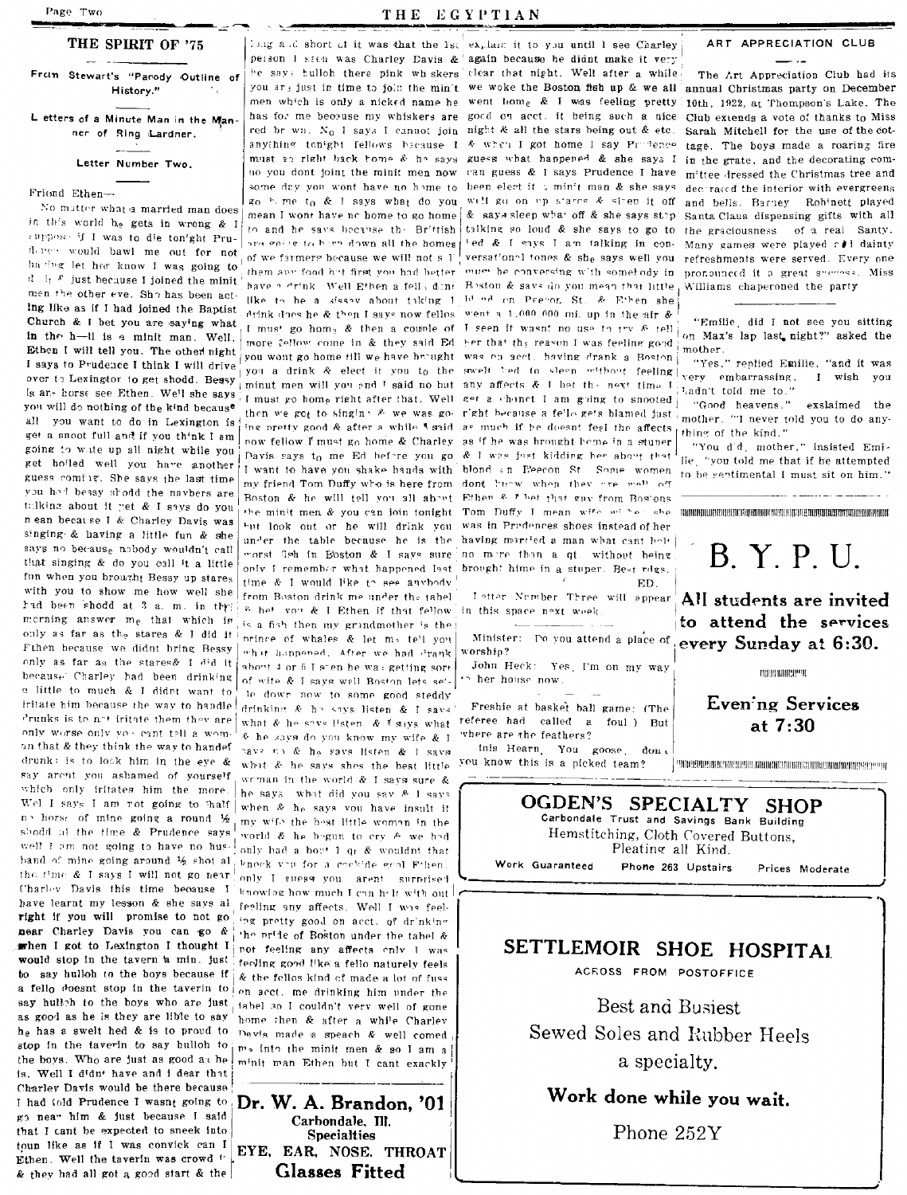## THE SPIRIT OF '75

From Stewart's "Parody Outline of History."

Letters of a Minute Man in the Manner of Ring Lardner.

### Letter Number Two.

Friend Ethen—

No matter what a married man does in this world he gets in wrong & I suppose if I was to die tonight Prudence would bawl me out for not having let her know I was going to it. It's just because I joined the minit men the other eve. She has been acting like as if I had joined the Baptist Church & I bet you are saying what in the h—ll is a minit man. Well, Ethen I will tell you. The other night I says to Prudence I think I will drive over to Lexington to get shodd. Bessy is are horse see Ethen. We'll she says you will do nothing of the kind because all you want to do in Lexington is get a snoot full and if you think I am going to wate up all night while you get boiled well you have another guess coming. She says the last time you had bessy shodd the navbers are talking about it yet & I says do you mean because I & Charley Davis was singing & having a little fun & she says no because nobody wouldn't call that singing & do you call it a little fun when you brought Bessy up stares with you to show me how well she had been shodd at 3 a. m. in the morning answer me that which is only as far as the stares & I did it Ethen because we didnt bring Bessy only as far as the stares & I did it because Charley had been drinking a little to much & I didnt want to iritate him because the way to handle drunks is to not iritate them they are only worse only you cant tell a woman that & they think the way to handel drunks is to look him in the eye & say arent you ashamed of yourself which only irritates him the more. Wel I says I am not going to half my horse of mine going a round ½ shodd all the time & Prudence says well I am not going to have no husband of mine going around ½ shot all the time & I says I will not go near Charley Davis this time because I have learnt my lesson & she says al right if you will promise to not go near Charley Davis you can go & when I got to Lexington I thought I would stop in the tavern a min. just to say hulloh to the boys because if a fello doesnt stop in the taverin to say hulloh to the boys who are just as good as he is they are lible to say he has a swelt hed & is to proud to stop in the taverin to say hulloh to the boys. Who are just as good as he is. Well I didnt have and I dear that Charley Davis would be there because I had told Prudence I wasnt going to go near him & just because I said that I cant be expected to sneek into toun like as if I was convick can I Ethen. Well the taverin was crowd & they had all got a good start & the long and short of it was that the 1st person I seen was Charley Davis & he says hulloh there pink whiskers you are just in time to join the min't men which is only a nickel name he has for me because my whiskers are red he was. No I says I cannot join anything tonight fellows because I must go right back home & he says no you dont joint the minit men now some day you wont have no home to go home to & I says what do you mean I wont have no home to go home to and he says because the British are going to burn down all the homes of we farmers because we will not s.l them any food but first you had better have a drink. Well Ethen a fella dont like to be a sissay about taking 1 drink does he & then I says now fellows I must go home & then a couple of more fellow come in & they said Ed you wont go home till we have brought you a drink & elect it you to the minut men will you and I said no but I must go home right after that. Well then we got to singing & we was going pretty good & after a while I said now fellow I must go home & Charley Davis says to me Ed before you go I want to have you shake hands with my friend Tom Duffy who is here from Boston & he will tell you all about the minit men & you can join tonight but look out or he will drink you under the table because he is the worst fish in Boston & I says sure only I remember what happened last time & I would like to see anybody from Boston drink me under the tabel & bet you & I Ethen if that fellow is a fish then my grandmother is the prince of whales & let me tell you what happened. After we had drank about 4 or 5 I seen he was getting sort of wite & I says well Boston lets settle down now to some good steddy drinking & he says listen & I says what & he says listen & I says what & he says do you know my wife & I says no & he says listen & I says what & he says shes the best little woman in the world & I says sure & he says what did you say & I says when & he says you have insult it my wife the best little woman in the world & he begun to cry & we had only had a bout 1 qt & wouldnt that knock you for a cockide goal Ethen. only I guess you arent surprised knowing how much I can holt with out feeling any affects. Well I was feeling pretty good on acct. of drinking the pride of Boston under the tabel & not feeling any affects only I was feeling good like a fello naturely feels & the fellos kind of made a lot of fuss on acct. me drinking him under the tabel so I couldn't very well of gone home then & after a while Charley Davis made a speach & well comed me into the minit men & so I am a minit man Ethen but I cant exackly explain it to you until I see Charley again because he didnt make it very clear that night. Well after a while we woke the Boston fish up & we all went home & I was feeling pretty good on acct. it being such a nice night & all the stars being out & etc. & when I got home I say Prudence guess what happened & she says I can guess & I says Prudence I have been elect it a minit man & she says well go on up stares & sleep it off & says sleep what off & she says stop talking so loud & she says to go to bed & I says I am talking in conversational tones & she says well you must be conversing with somebody in Boston & says do you mean that little blond on Preecor St. & Ethen she went a 1,000,000 mi. up in the air & I seen it wasnt no use to try & tell her that the reason I was feeling good was on acct. having drank a Boston swelt hed to sleep without feeling any affects & I bet the next time I get a chance I am going to snooted right because a fello gets blamed just as much if he doesnt feel the affects as if he was brought home in a stuper & I was just kidding her about that blond in Beecon St. Some women dont know when they are well off Ethen & I bet that guy from Bostons Tom Duffy I mean wife wishes she was in Prudences shoes instead of her having married a man what cant holt no more than a qt. without being brought hime in a stuper. Best rdgs.

ED.

Letter Number Three will appear in this space next week.

Minister: Do you attend a place of worship?

John Heck: Yes, I'm on my way to her house now.

Freshie at basket ball game: (The referee had called a foul) But where are the feathers?

Inis Hearn: You goose, don't you know this is a picked team?

**Dr. W. A. Brandon, '01**
Carbondale, Ill.
Specialties
EYE, EAR, NOSE, THROAT
Glasses Fitted

## ART APPRECIATION CLUB

The Art Appreciation Club had its annual Christmas party on December 10th, 1922, at Thompson's Lake. The Club extends a vote of thanks to Miss Sarah Mitchell for the use of the cottage. The boys made a roaring fire in the grate, and the decorating committee dressed the Christmas tree and decorated the interior with evergreens and bells. Barney Robinett played Santa Claus dispensing gifts with all the graciousness of a real Santy. Many games were played and dainty refreshments were served. Every one pronounced it a great success. Miss Williams chaperoned the party.

"Emilie, did I not see you sitting on Max's lap last night?" asked the mother.

"Yes," replied Emilie, "and it was very embarrassing, I wish you hadn't told me to."

"Good heavens," exclaimed the mother. "I never told you to do anything of the kind."

"You did, mother," insisted Emilie, "you told me that if he attempted to be sentimental I must sit on him."

# B. Y. P. U.

**All students are invited to attend the services every Sunday at 6:30.**

**Evening Services at 7:30**

**OGDEN'S SPECIALTY SHOP**
Carbondale Trust and Savings Bank Building
Hemstitching, Cloth Covered Buttons, Pleating all Kind.
Work Guaranteed — Phone 263 Upstairs — Prices Moderate

**SETTLEMOIR SHOE HOSPITAL**
ACROSS FROM POSTOFFICE
Best and Busiest
Sewed Soles and Rubber Heels a specialty.
**Work done while you wait.**
Phone 252Y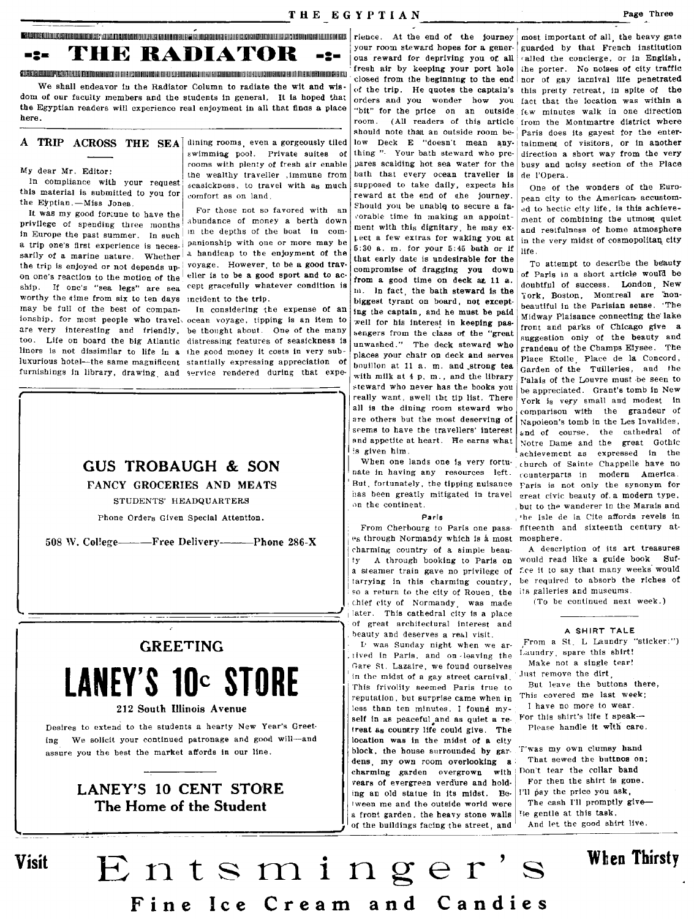# THE RADIATOR

We shall endeavor in the Radiator Column to radiate the wit and wisdom of our faculty members and the students in general. It is hoped that the Egyptian readers will experience real enjoyment in all that finds a place here.

## A TRIP ACROSS THE SEA

My dear Mr. Editor:

In compliance with your request this material is submitted to you for the Eyptian.—Miss Jones.

It was my good fortune to have the privilege of spending three months in Europe the past summer. In such a trip one's first experience is necessarily of a marine nature. Whether the trip is enjoyed or not depends upon one's reaction to the motion of the ship. If one's "sea legs" are sea worthy the time from six to ten days may be full of the best of companionship, for most people who travel are very interesting and friendly, too. Life on board the big Atlantic liners is not dissimilar to life in a luxurious hotel—the same magnificent furnishings in library, drawing, and dining rooms, even a gorgeously tiled swimming pool. Private suites of rooms with plenty of fresh air enable the wealthy traveller, immune from seasickness, to travel with as much comfort as on land.

For those not so favored with an abundance of money a berth down in the depths of the boat in companionship with one or more may be a handicap to the enjoyment of the voyage. However, to be a good traveller is to be a good sport and to accept gracefully whatever condition is incident to the trip.

In considering the expense of an ocean voyage, tipping is an item to be thought about. One of the many distressing features of seasickness is the good money it costs in very substantially expressing appreciation of service rendered during that experience. At the end of the journey your room steward hopes for a generous reward for depriving you of all fresh air by keeping your port hole closed from the beginning to the end of the trip. He quotes the captain's orders and you wonder how you "bit" for the price on an outside room. (All readers of this article should note that an outside room below Deck E "doesn't mean anything". Your bath steward who prepares scalding hot sea water for the bath that every ocean traveller is supposed to take daily, expects his reward at the end of the journey. Should you be unable to secure a favorable time in making an appointment with this dignitary, he may expect a few extras for waking you at 5:30 a. m. for your 5:45 bath or if that early date is undesirable for the compromise of dragging you down from a good time on deck at 11 a. m. In fact, the bath steward is the biggest tyrant on board, not excepting the captain, and he must be paid well for his interest in keeping passengers from the class of the "great unwashed." The deck steward who places your chair on deck and serves bouillon at 11 a. m. and strong tea with milk at 4 p. m., and the library steward who never has the books you really want, swell the tip list. There all is the dining room steward who are others but the most deserving of seems to have the travellers' interest and appetite at heart. He earns what is given him.

When one lands one is very fortunate in having any resources left. But, fortunately, the tipping nuisance has been greatly mitigated in travel on the continent.

### Paris

From Cherbourg to Paris one passes through Normandy which is a most charming country of a simple beauty. A through booking to Paris on a steamer train gave no privilege of tarrying in this charming country, so a return to the city of Rouen, the chief city of Normandy, was made later. This cathedral city is a place of great architectural interest and beauty and deserves a real visit.

It was Sunday night when we arrived in Paris, and on leaving the Gare St. Lazaire, we found ourselves in the midst of a gay street carnival. This frivolity seemed Paris true to reputation, but surprise came when in less than ten minutes, I found myself in as peaceful and as quiet a retreat as country life could give. The location was in the midst of a city block, the house surrounded by gardens, my own room overlooking a charming garden overgrown with years of evergreen verdure and holding an old statue in its midst. Between me and the outside world were a front garden, the heavy stone walls of the buildings facing the street, and most important of all, the heavy gate guarded by that French institution called the concierge, or in English, the porter. No noises of city traffic nor of gay carnival life penetrated this pretty retreat, in spite of the fact that the location was within a few minutes walk in one direction from the Montmartre district where Paris does its gayest for the entertainment of visitors, or in another direction a short way from the very busy and noisy section of the Place de l'Opera.

One of the wonders of the European city to the American accustomed to hectic city life, is this achievement of combining the utmost quiet and restfulness of home atmosphere in the very midst of cosmopolitan city life.

To attempt to describe the beauty of Paris in a short article would be doubtful of success. London, New York, Boston, Montreal are 'nonbeautiful in the Parisian sense. The Midway Plaisance connecting the lake front and parks of Chicago give a suggestion only of the beauty and grandeau of the Champs Elysee. The Place Etoile, Place de la Concord, Garden of the Tuilleries, and the Palais of the Louvre must be seen to be appreciated. Grant's tomb in New York is very small and modest in comparison with the grandeur of Napoleon's tomb in the Les Invalides, and of course, the cathedral of Notre Dame and the great Gothic achievement as expressed in the church of Sainte Chappelle have no counterparts in modern America. Paris is not only the synonym for great civic beauty of a modern type, but to the wanderer in the Marais and the Isle de la Cite affords revels in fifteenth and sixteenth century atmosphere.

A description of its art treasures would read like a guide book. Suffice it to say that many weeks would be required to absorb the riches of its galleries and museums.

(To be continued next week.)

---

## A SHIRT TALE

From a St. L Laundry "sticker:")

Laundry, spare this shirt!
Make not a single tear!
Just remove the dirt,
But leave the buttons there,
This covered me last week;
I have no more to wear.
For this shirt's life I speak—
Please handle it with care.

T'was my own clumsy hand
That sewed the buttnos on;
Don't tear the collar band
For then the shirt is gone.
I'll pay the price you ask,
The cash I'll promptly give—
Be gentle at this task,
And let the good shirt live.

---

**GUS TROBAUGH & SON**
**FANCY GROCERIES AND MEATS**
STUDENTS' HEADQUARTERS

Phone Orders Given Special Attention.

508 W. College———Free Delivery———Phone 286-X

---

**GREETING**

# LANEY'S 10c STORE

**212 South Illinois Avenue**

Desires to extend to the students a hearty New Year's Greeting. We solicit your continued patronage and good will—and assure you the best the market affords in our line.

**LANEY'S 10 CENT STORE**
**The Home of the Student**

---

**Visit Entsminger's When Thirsty**
**Fine Ice Cream and Candies**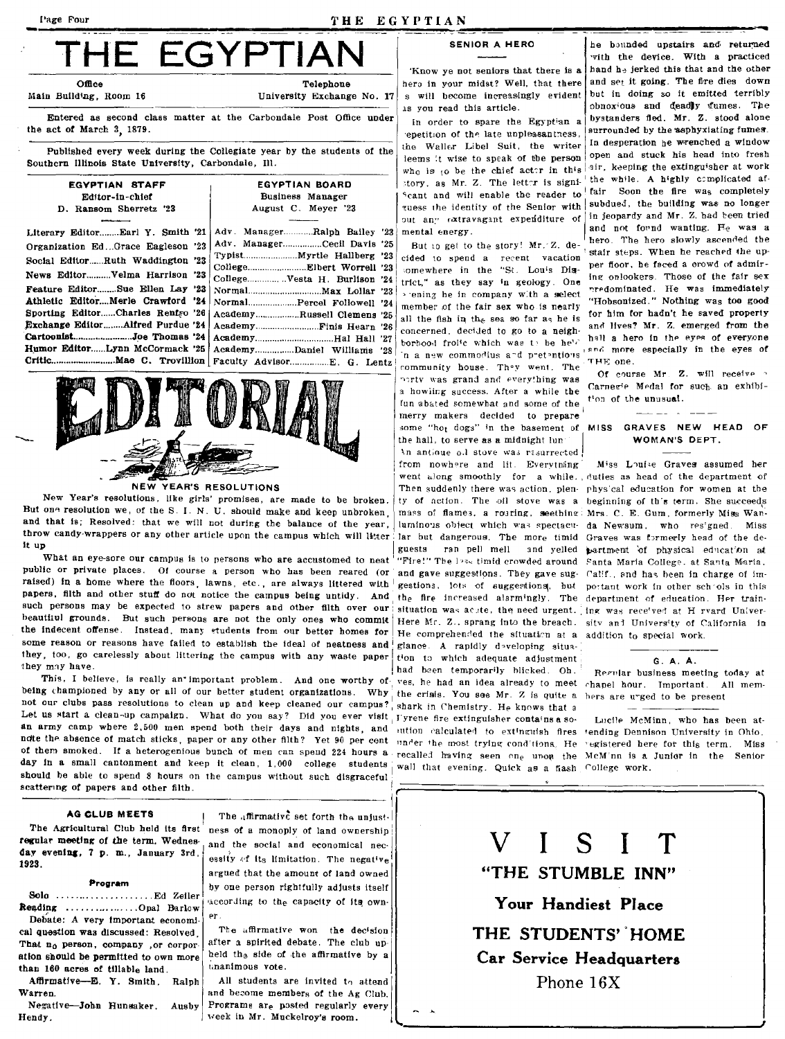# THE EGYPTIAN

Office
Main Building, Room 16

Telephone
University Exchange No. 17

Entered as second class matter at the Carbondale Post Office under the act of March 3, 1879.

Published every week during the Collegiate year by the students of the Southern Illinois State University, Carbondale, Ill.

| EGYPTIAN STAFF | EGYPTIAN BOARD |
|---|---|
| Editor-in-chief | Business Manager |
| D. Ransom Sherretz '23 | August C. Meyer '23 |
| Literary Editor........Earl Y. Smith '21 | Adv. Manager............Ralph Bailey '23 |
| Organization Ed...Grace Eagleson '23 | Adv. Manager................Cecil Davis '25 |
| Social Editor......Ruth Waddington '23 | Typist.....................Myrtle Hallberg '23 |
| News Editor..........Velma Harrison '23 | College.......................Elbert Worrell '23 |
| Feature Editor........Sue Ellen Lay '23 | College..............Vesta H. Burlison '24 |
| Athletic Editor....Merle Crawford '24 | Normal.............................Max Lollar '23 |
| Sporting Editor......Charles Renfro '26 | Normal...................Percel Followell '24 |
| Exchange Editor........Alfred Purdue '24 | Academy.................Russell Clemens '25 |
| Cartoonist.........................Joe Thomas '24 | Academy.........................Finis Hearn '26 |
| Humor Editor......Lynn McCormack '25 | Academy................................Hal Hall '27 |
| Critic..........................Mae C. Trovillion | Academy...............Daniel Williams '28 |
| | Faculty Advisor...............E. G. Lentz |

## EDITORIAL

### NEW YEAR'S RESOLUTIONS

New Year's resolutions, like girls' promises, are made to be broken. But one resolution we, of the S. I. N. U. should make and keep unbroken, and that is; Resolved: that we will not during the balance of the year, throw candy-wrappers or any other article upon the campus which will litter it up.

What an eye-sore our campus is to persons who are accustomed to neat public or private places. Of course a person who has been reared (or raised) in a home where the floors, lawns, etc., are always littered with papers, filth and other stuff do not notice the campus being untidy. And such persons may be expected to strew papers and other filth over our beautiful grounds. But such persons are not the only ones who commit the indecent offense. Instead, many students from our better homes for some reason or reasons have failed to establish the ideal of neatness and they, too, go carelessly about littering the campus with any waste paper they may have.

This, I believe, is really an important problem. And one worthy of being championed by any or all of our better student organizations. Why not our clubs pass resolutions to clean up and keep cleaned our campus? Let us start a clean-up campaign. What do you say? Did you ever visit an army camp where 2,500 men spend both their days and nights, and note the absence of match sticks, paper or any other filth? Yet 90 per cent of them smoked. If a heterogenious bunch of men can spend 224 hours a day in a small cantonment and keep it clean, 1,000 college students should be able to spend 8 hours on the campus without such disgraceful scattering of papers and other filth.

### SENIOR A HERO

'Know ye not seniors that there is a hero in your midst? Well, that there s will become increasingly evident as you read this article.

In order to spare the Egyptian a repetition of the late unpleasantness, the Waller Libel Suit, the writer deems it wise to speak of the person who is to be the chief actor in this story, as Mr. Z. The letter is significant and will enable the reader to guess the identity of the Senior with out any extravagant expenditure of mental energy.

But to get to the story! Mr. Z. decided to spend a recent vacation somewhere in the "St. Louis District," as they say in geology. One evening he in company with a select member of the fair sex who is nearly all the fish in the sea so far as he is concerned, decided to go to a neighborhood frolic which was to be held in a new commodius and pretentious community house. They went. The party was grand and everything was a howling success. After a while the fun abated somewhat and some of the merry makers decided to prepare some "hot dogs" in the basement of the hall, to serve as a midnight lunch. An antique oil stove was resurrected from nowhere and lit. Everything went along smoothly for a while. Then suddenly there was action, plenty of action. The oil stove was a mass of flames, a roaring, seething luminous object which was spectacular but dangerous. The more timid guests ran pell mell and yelled "Fire!" The less timid crowded around and gave suggestions. They gave suggestions, lots of suggestions, but the fire increased alarmingly. The situation was acute, the need urgent. Here Mr. Z., sprang into the breach. He comprehended the situation at a glance. A rapidly developing situation to which adequate adjustment had been temporarily blocked. Oh, yes, he had an idea already to meet the crisis. You see Mr. Z is quite a shark in Chemistry. He knows that a Pyrene fire extinguisher contains a solution calculated to extinguish fires under the most trying conditions. He recalled having seen one upon the wall that evening. Quick as a flash he bounded upstairs and returned with the device. With a practiced hand he jerked this that and the other and set it going. The fire dies down but in doing so it emitted terribly obnoxious and deadly fumes. The bystanders fled. Mr. Z. stood alone surrounded by the asphyxiating fumes. In desperation he wrenched a window open and stuck his head into fresh air, keeping the extinguisher at work the while. A highly complicated affair. Soon the fire was completely subdued, the building was no longer in jeopardy and Mr. Z. had been tried and not found wanting. He was a hero. The hero slowly ascended the stair steps. When he reached the upper floor, he faced a crowd of admiring onlookers. Those of the fair sex predominated. He was immediately "Hobsonized." Nothing was too good for him for hadn't he saved property and lives? Mr. Z. emerged from the hall a hero in the eyes of everyone and more especially in the eyes of THE one.

Of course Mr. Z. will receive a Carnegie Medal for such an exhibition of the unusual.

### MISS GRAVES NEW HEAD OF WOMAN'S DEPT.

Miss Louise Graves assumed her duties as head of the department of physical education for women at the beginning of this term. She succeeds Mrs. C. E. Gum, formerly Miss Wanda Newsum, who resigned. Miss Graves was formerly head of the department of physical education at Santa Maria College, at Santa Maria, Calif., and has been in charge of important work in other schools in this department of education. Her training was received at Harvard University and University of California in addition to special work.

### G. A. A.

Regular business meeting today at chapel hour. Important. All members are urged to be present

Lucile McMinn, who has been attending Dennison University in Ohio, registered here for this term. Miss McMinn is a Junior in the Senior College work.

### AG CLUB MEETS

The Agricultural Club held its first regular meeting of the term, Wednesday evening, 7 p. m., January 3rd, 1923.

**Program**

Solo ........................Ed Zeller
Reading ....................Opal Barlow

Debate: A very important economical question was discussed: Resolved, That no person, company ,or corporation should be permitted to own more than 160 acres of tillable land.

Affirmative—E. Y. Smith, Ralph Warren.

Negative—John Hunsaker, Ausby Hendy.

The affirmative set forth the unjustness of a monopoly of land ownership and the social and economical necessity of its limitation. The negative argued that the amount of land owned by one person rightfully adjusts itself according to the capacity of its owner.

The affirmative won the decision after a spirited debate. The club upheld the side of the affirmative by a unanimous vote.

All students are invited to attend and become members of the Ag Club. Programs are posted regularly every week in Mr. Muckelroy's room.

---

VISIT
**"THE STUMBLE INN"**
**Your Handiest Place**
**THE STUDENTS' HOME**
**Car Service Headquarters**
Phone 16X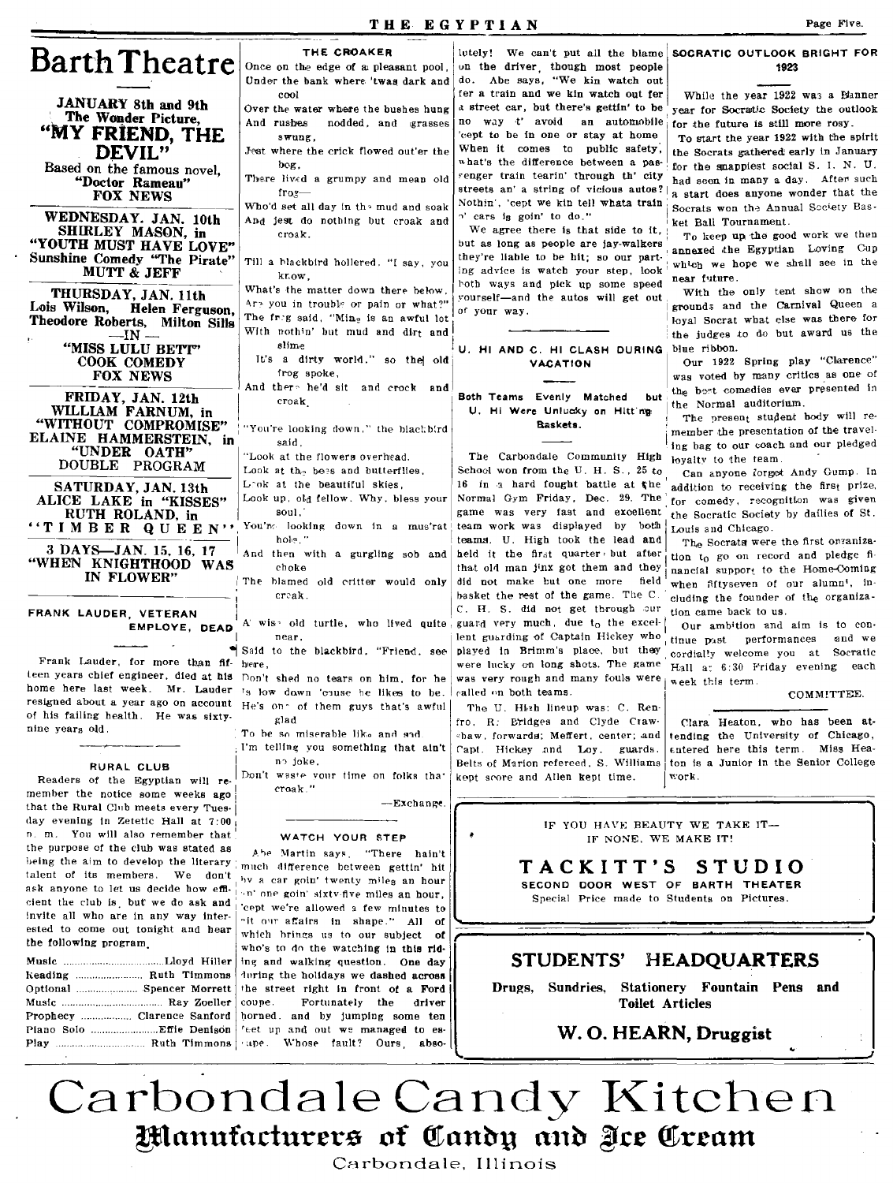# Barth Theatre

**JANUARY 8th and 9th**
**The Wonder Picture,**
**"MY FRIEND, THE DEVIL"**
Based on the famous novel,
**"Doctor Rameau"**
**FOX NEWS**

**WEDNESDAY, JAN. 10th**
**SHIRLEY MASON, in**
**"YOUTH MUST HAVE LOVE"**
**Sunshine Comedy "The Pirate"**
**MUTT & JEFF**

**THURSDAY, JAN. 11th**
**Lois Wilson, Helen Ferguson, Theodore Roberts, Milton Sills**
**—IN—**
**"MISS LULU BETT"**
**COOK COMEDY**
**FOX NEWS**

**FRIDAY, JAN. 12th**
**WILLIAM FARNUM, in**
**"WITHOUT COMPROMISE"**
**ELAINE HAMMERSTEIN, in**
**"UNDER OATH"**
**DOUBLE PROGRAM**

**SATURDAY, JAN. 13th**
**ALICE LAKE in "KISSES"**
**RUTH ROLAND, in**
**"TIMBER QUEEN"**

**3 DAYS—JAN. 15, 16, 17**
**"WHEN KNIGHTHOOD WAS IN FLOWER"**

### FRANK LAUDER, VETERAN EMPLOYE, DEAD

Frank Lauder, for more than fifteen years chief engineer, died at his home here last week. Mr. Lauder resigned about a year ago on account of his failing health. He was sixty-nine years old.

### RURAL CLUB

Readers of the Egyptian will remember the notice some weeks ago that the Rural Club meets every Tuesday evening in Zetetic Hall at 7:00 p. m. You will also remember that the purpose of the club was stated as being the aim to develop the literary talent of its members. We don't ask anyone to let us decide how efficient the club is, but we do ask and invite all who are in any way interested to come out tonight and hear the following program.

Music ............ Lloyd Hiller
Reading ............ Ruth Timmons
Optional ............ Spencer Morrett
Music ............ Ray Zoeller
Prophecy ............ Clarence Sanford
Piano Solo ............ Effie Denison
Play ............ Ruth Timmons

### THE CROAKER

Once on the edge of a pleasant pool,
Under the bank where 'twas dark and cool
Over the water where the bushes hung swung,
And rushes nodded, and grasses
Jest where the crick flowed out'er the bog,
There lived a grumpy and mean old frog—
Who'd set all day in the mud and soak
And jest do nothing but croak and croak.

Till a blackbird hollered. "I say, you know,
What's the matter down there below.
Are you in trouble or pain or what?"
The frog said, "Mine is an awful lot
With nothin' but mud and dirt and slime
It's a dirty world," so the old frog spoke,
And there he'd sit and crock and croak.

"You're looking down," the blackbird said,
"Look at the flowers overhead.
Look at the bees and butterflies,
Look at the beautiful skies,
Look up, old fellow. Why, bless your soul,
You're looking down in a mus'rat hole."
And then with a gurgling sob and choke
The blamed old critter would only croak.

A wise old turtle, who lived quite near,
Said to the blackbird, "Friend, see here,
Don't shed no tears on him, for he
Is low down 'cause he likes to be.
He's one of them guys that's awful glad
To be so miserable like and sad
I'm telling you something that ain't no joke,
Don't waste your time on folks that croak."

—Exchange.

### WATCH YOUR STEP

Abe Martin says, "There hain't much difference between gettin' hit by a car goin' twenty miles an hour an' one goin' sixty-five miles an hour, 'cept we're allowed a few minutes to git our affairs in shape." All of which brings us to our subject of who's to do the watching in this riding and walking question. One day during the holidays we dashed across the street right in front of a Ford coupe. Fortunately the driver horned, and by jumping some ten feet up and out we managed to escape. Whose fault? Ours, absolutely! We can't put all the blame on the driver, though most people do. Abe says, "We kin watch out fer a train and we kin watch out fer a street car, but there's gettin' to be no way t' avoid an automobile 'cept to be in one or stay at home. When it comes to public safety, what's the difference between a passenger train tearin' through th' city streets an' a string of vicious autos? Nothin', 'cept we kin tell whata train n' cars is goin' to do."

We agree there is that side to it, but as long as people are jay-walkers they're liable to be hit; so our parting advice is watch your step, look both ways and pick up some speed yourself—and the autos will get out of your way.

### U. HI AND C. HI CLASH DURING VACATION

#### Both Teams Evenly Matched but U. Hi Were Unlucky on Hitting Baskets.

The Carbondale Community High School won from the U. H. S., 25 to 16 in a hard fought battle at the Normal Gym Friday, Dec. 29. The game was very fast and excellent team work was displayed by both teams. U. High took the lead and held it the first quarter, but after that old man jinx got them and they did not make but one more field basket the rest of the game. The C. C. H. S. did not get through our guard very much, due to the excellent guarding of Captain Hickey who played in Brimm's place, but they were lucky on long shots. The game was very rough and many fouls were called on both teams.

The U. High lineup was: C. Renfro, R. Bridges and Clyde Crawshaw, forwards; Meffert, center; and Capt. Hickey and Loy, guards. Belts of Marion refereed, S. Williams kept score and Allen kept time.

### SOCRATIC OUTLOOK BRIGHT FOR 1923

While the year 1922 was a Banner year for Socratic Society the outlook for the future is still more rosy.

To start the year 1922 with the spirit the Socrats gathered early in January for the snappiest social S. I. N. U. had seen in many a day. After such a start does anyone wonder that the Socrats won the Annual Society Basket Ball Tournament.

To keep up the good work we then annexed the Egyptian Loving Cup which we hope we shall see in the near future.

With the only tent show on the grounds and the Carnival Queen a loyal Socrat what else was there for the judges to do but award us the blue ribbon.

Our 1922 Spring play "Clarence" was voted by many critics as one of the best comedies ever presented in the Normal auditorium.

The present student body will remember the presentation of the traveling bag to our coach and our pledged loyalty to the team.

Can anyone forget Andy Gump. In addition to receiving the first prize for comedy, recognition was given the Socratic Society by dailies of St. Louis and Chicago.

The Socrats were the first organization to go on record and pledge financial support to the Home-Coming when fiftyseven of our alumni, including the founder of the organization came back to us.

Our ambition and aim is to continue past performances and we cordially welcome you at Socratic Hall at 6:30 Friday evening each week this term.

COMMITTEE.

Clara Heaton, who has been attending the University of Chicago, entered here this term. Miss Heaton is a Junior in the Senior College work.

---

IF YOU HAVE BEAUTY WE TAKE IT—
IF NONE, WE MAKE IT!

**TACKITT'S STUDIO**
SECOND DOOR WEST OF BARTH THEATER
Special Price made to Students on Pictures.

---

**STUDENTS' HEADQUARTERS**

**Drugs, Sundries, Stationery Fountain Pens and Toilet Articles**

**W. O. HEARN, Druggist**

---

# Carbondale Candy Kitchen
**Manufacturers of Candy and Ice Cream**
Carbondale, Illinois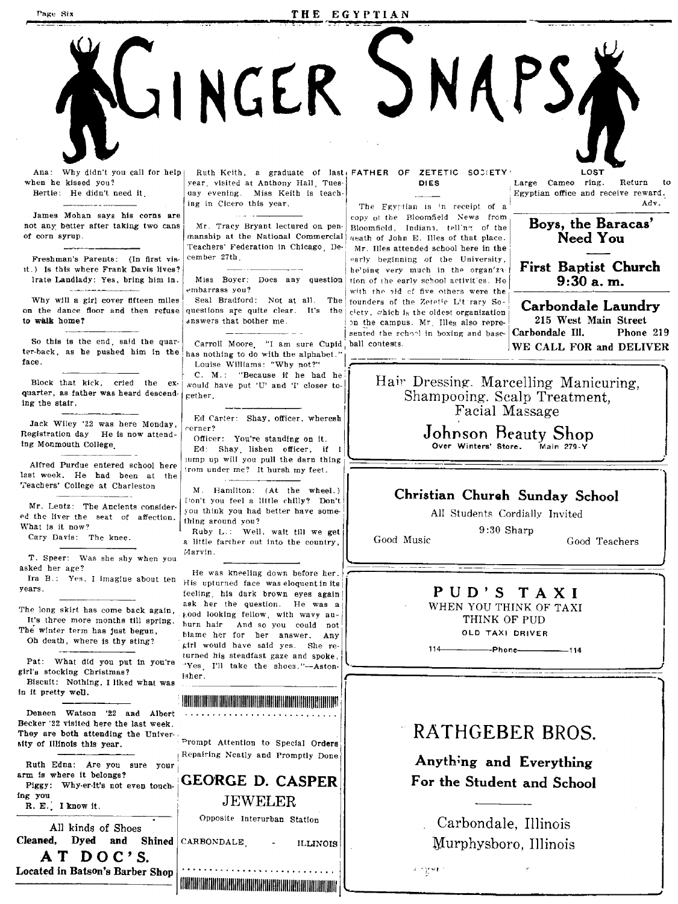# GINGER SNAPS

Ana: Why didn't you call for help when he kissed you?
Bertie: He didn't need it.

---

James Mohan says his corns are not any better after taking two cans of corn syrup.

---

Freshman's Parents: (In first visit.) Is this where Frank Davis lives?
Irate Landlady: Yes, bring him in.

---

Why will a girl cover fifteen miles on the dance floor and then refuse to walk home?

---

So this is the end, said the quarter-back, as he pushed him in the face.

---

Block that kick, cried the ex-quarter, as father was heard descending the stair.

---

Jack Wiley '22 was here Monday, Registration day He is now attending Monmouth College.

---

Alfred Purdue entered school here last week. He had been at the Teachers' College at Charleston

---

Mr. Lentz: The Ancients considered the liver the seat of affection. What is it now?
Cary Davis: The knee.

---

T. Speer: Was she shy when you asked her age?
Ira B.: Yes, I imagine about ten years.

---

The long skirt has come back again,
It's three more months till spring.
The winter term has just begun,
Oh death, where is thy sting?

---

Pat: What did you put in you're girl's stocking Christmas?
Biscuit: Nothing, I liked what was in it pretty well.

---

Deneen Watson '22 and Albert Becker '22 visited here the last week. They are both attending the University of Illinois this year.

---

Ruth Edna: Are you sure your arm is where it belongs?
Piggy: Why-er-it's not even touching you
R. E.: I know it.

---

All kinds of Shoes
**Cleaned, Dyed and Shined**
**AT DOC'S.**
**Located in Batson's Barber Shop**

---

Ruth Keith, a graduate of last year, visited at Anthony Hall, Tuesday evening. Miss Keith is teaching in Cicero this year.

---

Mr. Tracy Bryant lectured on penmanship at the National Commercial Teachers' Federation in Chicago, December 27th.

---

Miss Boyer: Does any question embarrass you?
Seal Bradford: Not at all. The questions are quite clear. It's the answers that bother me.

---

Carroll Moore, "I am sure Cupid has nothing to do with the alphabet."
Louise Williams: "Why not?"
C. M.: "Because if he had he would have put 'U' and 'I' closer together.

---

Ed Carter: Shay, officer, wheresh corner?
Officer: You're standing on it.
Ed: Shay, lishen officer, if I jump up will you pull the darn thing from under me? It hursh my feet.

---

M. Hamilton: (At the wheel.) Don't you feel a little chilly? Don't you think you had better have something around you?
Ruby L.: Well, wait till we get a little farther out into the country, Marvin.

---

He was kneeling down before her. His upturned face was eloquent in its feeling, his dark brown eyes again ask her the question. He was a good looking fellow, with wavy auburn hair And so you could not blame her for her answer. Any girl would have said yes. She returned his steadfast gaze and spoke, "Yes, I'll take the shoes."—Astonisher.

---

Prompt Attention to Special Orders
Repairing Neatly and Promptly Done

**GEORGE D. CASPER**
**JEWELER**
Opposite Interurban Station
CARBONDALE, ILLINOIS

---

## FATHER OF ZETETIC SOCIETY DIES

The Egyptian is in receipt of a copy of the Bloomfield News from Bloomfield, Indiana, telling of the death of John E. Illes of that place. Mr. Illes attended school here in the early beginning of the University, helping very much in the organization of the early school activities. He with the aid of five others were the founders of the Zetetic Literary Society, which is the oldest organization on the campus. Mr. Illes also represented the school in boxing and base-ball contests.

---

## LOST

Large Cameo ring. Return to Egyptian office and receive reward. Adv.

---

**Boys, the Baracas' Need You**

**First Baptist Church 9:30 a. m.**

---

**Carbondale Laundry**
215 West Main Street
Carbondale Ill. Phone 219
**WE CALL FOR and DELIVER**

---

Hair Dressing. Marcelling Manicuring, Shampooing. Scalp Treatment, Facial Massage

**Johnson Beauty Shop**
Over Winters' Store. Main 279-Y

---

**Christian Church Sunday School**
All Students Cordially Invited
9:30 Sharp
Good Music Good Teachers

---

**PUD'S TAXI**
WHEN YOU THINK OF TAXI
THINK OF PUD
OLD TAXI DRIVER
114——Phone——114

---

RATHGEBER BROS.
**Anything and Everything For the Student and School**
Carbondale, Illinois
Murphysboro, Illinois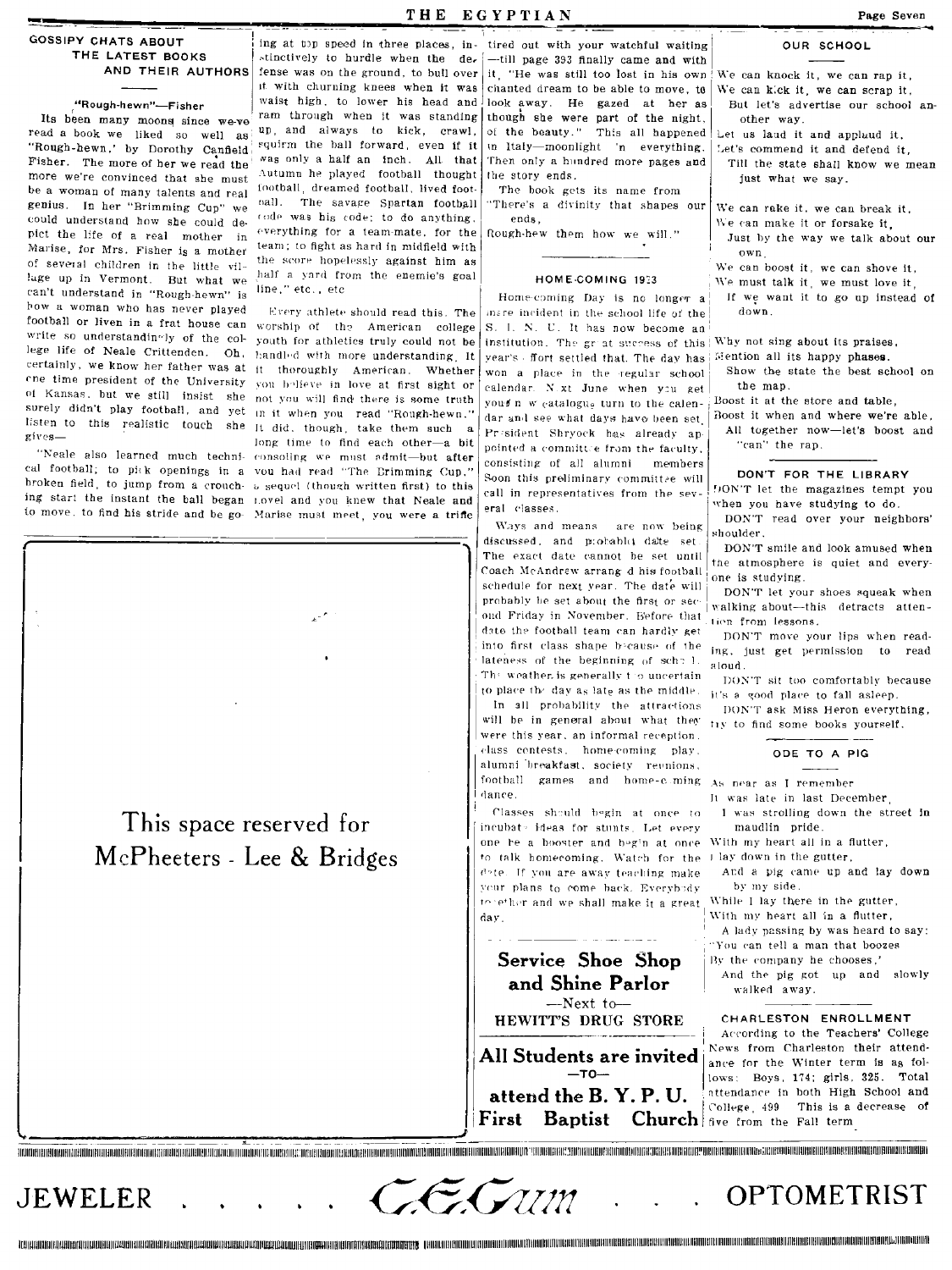## GOSSIPY CHATS ABOUT THE LATEST BOOKS AND THEIR AUTHORS

### "Rough-hewn"—Fisher

Its been many moons since we've read a book we liked so well as "Rough-hewn," by Dorothy Canfield Fisher. The more of her we read the more we're convinced that she must be a woman of many talents and real genius. In her "Brimming Cup" we could understand how she could depict the life of a real mother in Marise, for Mrs. Fisher is a mother of several children in the little village up in Vermont. But what we can't understand in "Rough-hewn" is how a woman who has never played football or liven in a frat house can write so understandingly of the college life of Neale Crittenden. Oh, certainly, we know her father was at one time president of the University of Kansas, but we still insist she surely didn't play football, and yet listen to this realistic touch she gives—

"Neale also learned much technical football; to pick openings in a broken field, to jump from a crouching start the instant the ball began to move, to find his stride and be going at top speed in three places, instinctively to hurdle when the defense was on the ground, to bull over it with churning knees when it was waist high, to lower his head and ram through when it was standing up, and always to kick, crawl, squirm the ball forward, even if it was only a half an inch. All that Autumn he played football thought football, dreamed football, lived football. The savage Spartan football code was his code; to do anything, everything for a team-mate, for the team; to fight as hard in midfield with the score hopelessly against him as half a yard from the enemie's goal line," etc., etc

Every athlete should read this. The worship of the American college youth for athletics truly could not be handled with more understanding. It it thoroughly American. Whether you believe in love at first sight or not you will find there is some truth in it when you read "Rough-hewn." It did, though, take them such a long time to find each other—a bit consoling we must admit—but after you had read "The Brimming Cup," a sequel (though written first) to this novel and you knew that Neale and Marise must meet, you were a trifle tired out with your watchful waiting —till page 393 finally came and with it, "He was still too lost in his own chanted dream to be able to move, to look away. He gazed at her as though she were part of the night, of the beauty." This all happened in Italy—moonlight in everything. Then only a hundred more pages and the story ends.

The book gets its name from "There's a divinity that shapes our ends,
Rough-hew them how we will."

This space reserved for
McPheeters - Lee & Bridges

## HOME-COMING 1923

Home-coming Day is no longer a mere incident in the school life of the S. I. N. U. It has now become an institution. The great success of this year's effort settled that. The day has won a place in the regular school calendar. Next June when you get your new catalogue turn to the calendar and see what days have been set. President Shryock has already appointed a committee from the faculty, consisting of all alumni members. Soon this preliminary committee will call in representatives from the several classes.

Ways and means are now being discussed, and probably date set. The exact date cannot be set until Coach McAndrew arranged his football schedule for next year. The date will probably be set about the first or second Friday in November. Before that date the football team can hardly get into first class shape because of the lateness of the beginning of school. The weather is generally too uncertain to place the day as late as the middle.

In all probability the attractions will be in general about what they were this year, an informal reception, class contests, home-coming play, alumni breakfast, society reunions, football games and home-coming dance.

Classes should begin at once to incubate ideas for stunts. Let every one be a booster and begin at once to talk homecoming. Watch for the date. If you are away teaching make your plans to come back. Everybody together and we shall make it a great day.

**Service Shoe Shop and Shine Parlor**
—Next to—
**HEWITT'S DRUG STORE**

**All Students are invited**
—TO—
**attend the B. Y. P. U.**
**First Baptist Church**

## OUR SCHOOL

We can knock it, we can rap it,
We can kick it, we can scrap it,
But let's advertise our school another way.
Let us laud it and applaud it,
Let's commend it and defend it,
Till the state shall know we mean just what we say.

We can rake it, we can break it,
We can make it or forsake it,
Just by the way we talk about our own,
We can boost it, we can shove it,
We must talk it, we must love it,
If we want it to go up instead of down.

Why not sing about its praises,
Mention all its happy phases,
Show the state the best school on the map.
Boost it at the store and table,
Boost it when and where we're able,
All together now—let's boost and "can" the rap.

## DON'T FOR THE LIBRARY

DON'T let the magazines tempt you when you have studying to do.

DON'T read over your neighbors' shoulder.

DON'T smile and look amused when the atmosphere is quiet and everyone is studying.

DON'T let your shoes squeak when walking about—this detracts attention from lessons.

DON'T move your lips when reading, just get permission to read aloud.

DON'T sit too comfortably because it's a good place to fall asleep.

DON'T ask Miss Heron everything, try to find some books yourself.

## ODE TO A PIG

As near as I remember
It was late in last December,
I was strolling down the street in maudlin pride.
With my heart all in a flutter,
I lay down in the gutter,
And a pig came up and lay down by my side.
While I lay there in the gutter,
With my heart all in a flutter,
A lady passing by was heard to say:
"You can tell a man that boozes
By the company he chooses,"
And the pig got up and slowly walked away.

## CHARLESTON ENROLLMENT

According to the Teachers' College News from Charleston their attendance for the Winter term is as follows: Boys, 174; girls, 325. Total attendance in both High School and College, 499 This is a decrease of five from the Fall term.

JEWELER . . . . C. E. Gum . . . OPTOMETRIST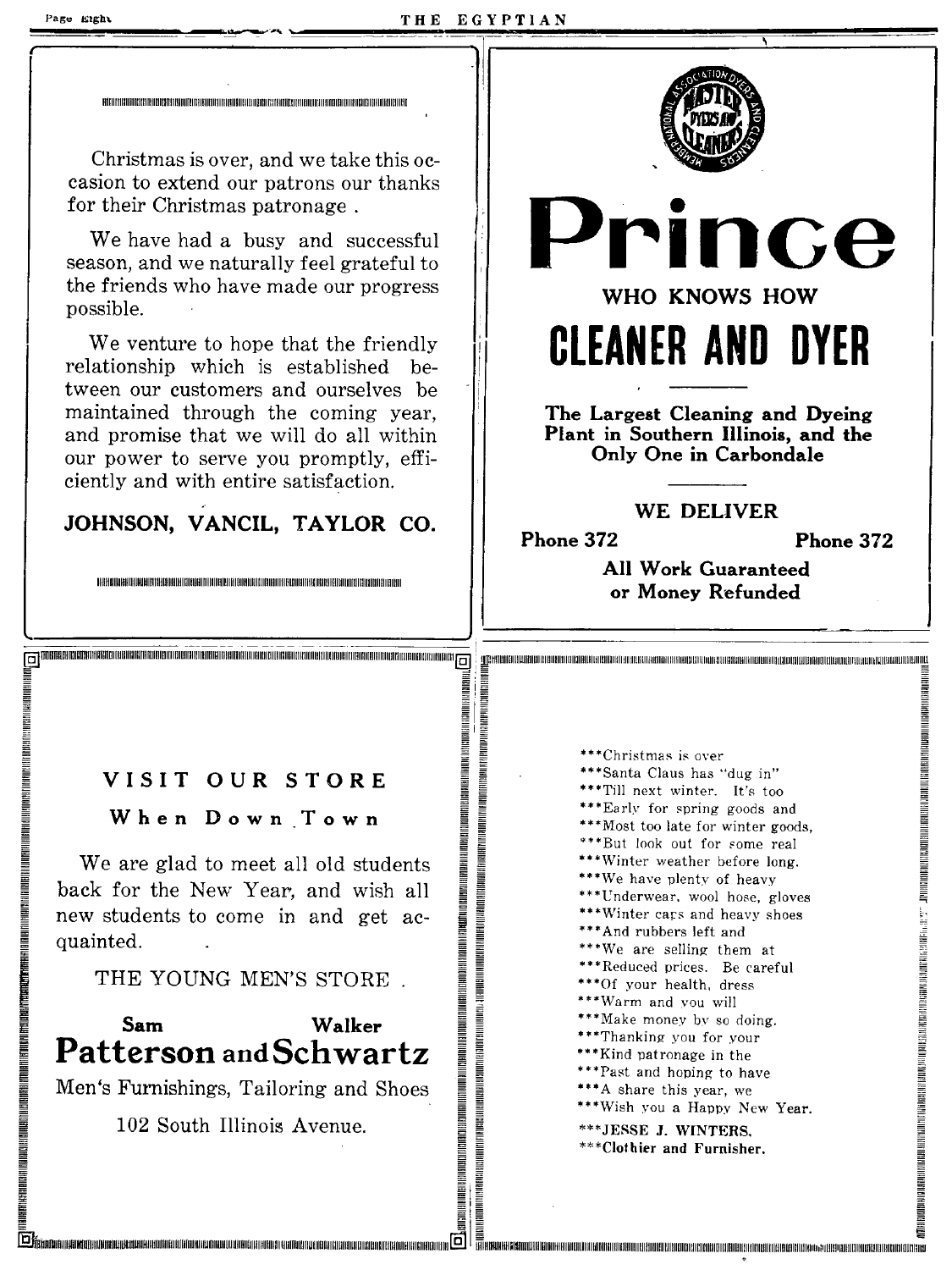Christmas is over, and we take this occasion to extend our patrons our thanks for their Christmas patronage .

We have had a busy and successful season, and we naturally feel grateful to the friends who have made our progress possible.

We venture to hope that the friendly relationship which is established between our customers and ourselves be maintained through the coming year, and promise that we will do all within our power to serve you promptly, efficiently and with entire satisfaction.

**JOHNSON, VANCIL, TAYLOR CO.**

MEMBER NATIONAL ASSOCIATION DYERS AND CLEANERS — MASTER DYERS AND CLEANERS

# Prince

**WHO KNOWS HOW**

# CLEANER AND DYER

**The Largest Cleaning and Dyeing Plant in Southern Illinois, and the Only One in Carbondale**

**WE DELIVER**

**Phone 372** **Phone 372**

**All Work Guaranteed or Money Refunded**

## VISIT OUR STORE

### When Down Town

We are glad to meet all old students back for the New Year, and wish all new students to come in and get acquainted.

THE YOUNG MEN'S STORE .

**Sam** **Walker**

**Patterson and Schwartz**

Men's Furnishings, Tailoring and Shoes

102 South Illinois Avenue.

***Christmas is over
***Santa Claus has "dug in"
***Till next winter. It's too
***Early for spring goods and
***Most too late for winter goods,
***But look out for some real
***Winter weather before long.
***We have plenty of heavy
***Underwear, wool hose, gloves
***Winter caps and heavy shoes
***And rubbers left and
***We are selling them at
***Reduced prices. Be careful
***Of your health, dress
***Warm and you will
***Make money by so doing.
***Thanking you for your
***Kind patronage in the
***Past and hoping to have
***A share this year, we
***Wish you a Happy New Year.
***JESSE J. WINTERS.
***Clothier and Furnisher.